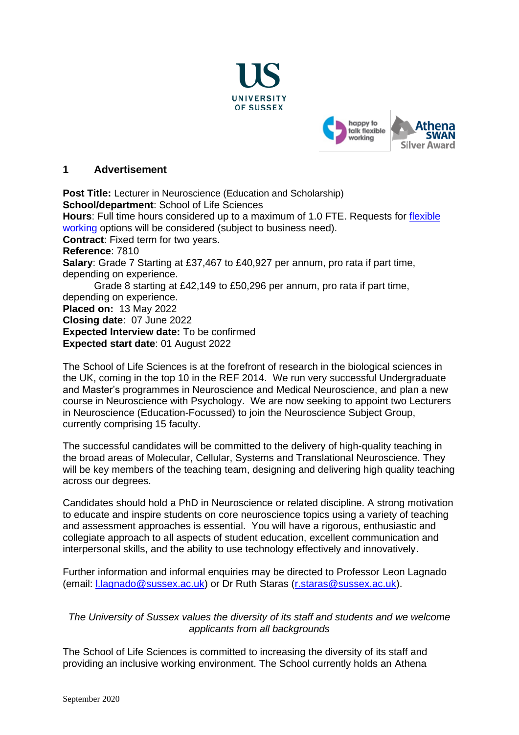UNIVERSITY OF SUSSEX

happy to talk flexible working

Athena SWAN Silver Award

## 1 Advertisement

**Post Title:** Lecturer in Neuroscience (Education and Scholarship)
**School/department**: School of Life Sciences
**Hours**: Full time hours considered up to a maximum of 1.0 FTE. Requests for flexible working options will be considered (subject to business need).
**Contract**: Fixed term for two years.
**Reference**: 7810
**Salary**: Grade 7 Starting at £37,467 to £40,927 per annum, pro rata if part time, depending on experience.
Grade 8 starting at £42,149 to £50,296 per annum, pro rata if part time, depending on experience.
**Placed on:** 13 May 2022
**Closing date**: 07 June 2022
**Expected Interview date:** To be confirmed
**Expected start date**: 01 August 2022

The School of Life Sciences is at the forefront of research in the biological sciences in the UK, coming in the top 10 in the REF 2014. We run very successful Undergraduate and Master's programmes in Neuroscience and Medical Neuroscience, and plan a new course in Neuroscience with Psychology. We are now seeking to appoint two Lecturers in Neuroscience (Education-Focussed) to join the Neuroscience Subject Group, currently comprising 15 faculty.

The successful candidates will be committed to the delivery of high-quality teaching in the broad areas of Molecular, Cellular, Systems and Translational Neuroscience. They will be key members of the teaching team, designing and delivering high quality teaching across our degrees.

Candidates should hold a PhD in Neuroscience or related discipline. A strong motivation to educate and inspire students on core neuroscience topics using a variety of teaching and assessment approaches is essential. You will have a rigorous, enthusiastic and collegiate approach to all aspects of student education, excellent communication and interpersonal skills, and the ability to use technology effectively and innovatively.

Further information and informal enquiries may be directed to Professor Leon Lagnado (email: l.lagnado@sussex.ac.uk) or Dr Ruth Staras (r.staras@sussex.ac.uk).

*The University of Sussex values the diversity of its staff and students and we welcome applicants from all backgrounds*

The School of Life Sciences is committed to increasing the diversity of its staff and providing an inclusive working environment. The School currently holds an Athena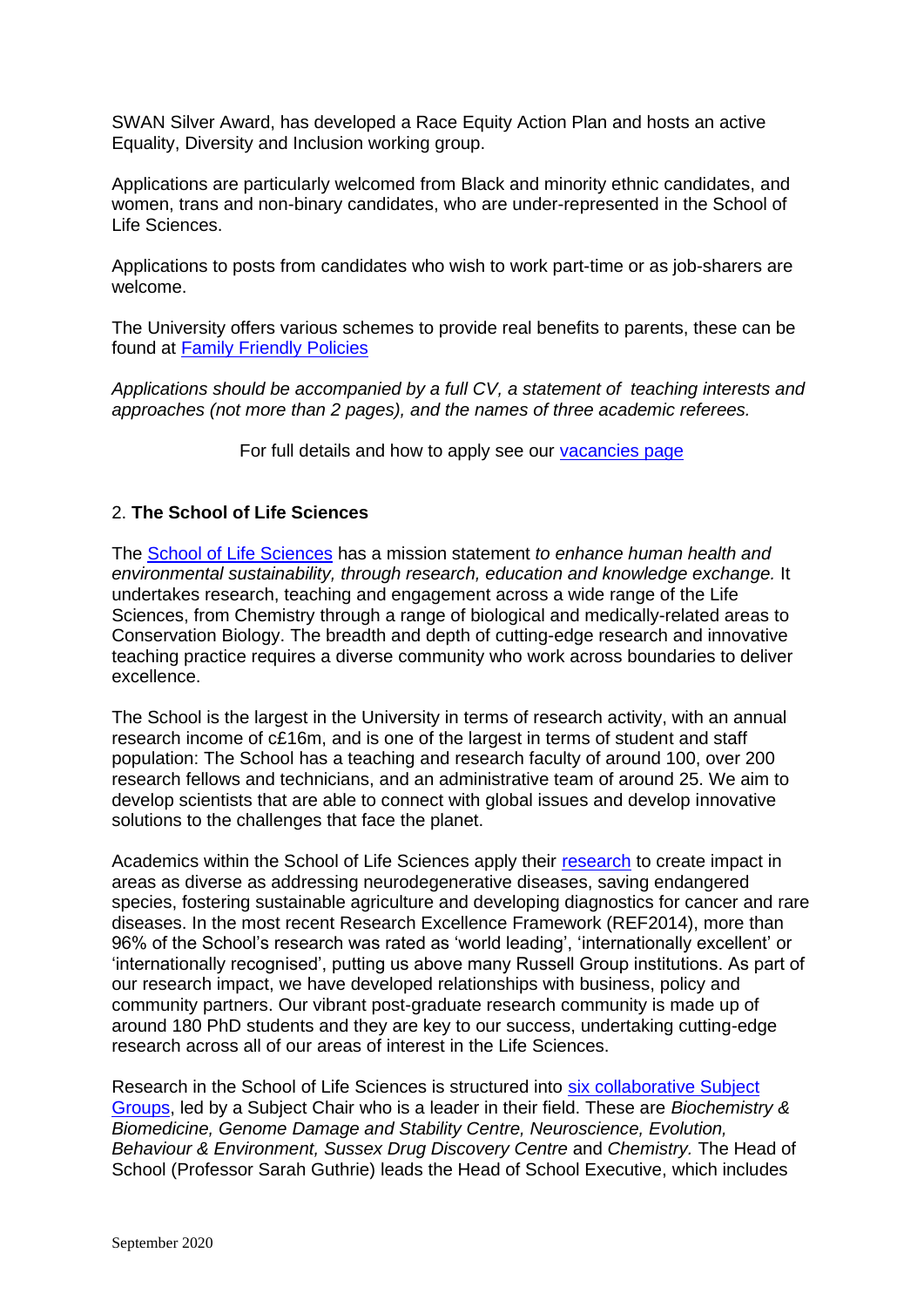SWAN Silver Award, has developed a Race Equity Action Plan and hosts an active Equality, Diversity and Inclusion working group.

Applications are particularly welcomed from Black and minority ethnic candidates, and women, trans and non-binary candidates, who are under-represented in the School of Life Sciences.

Applications to posts from candidates who wish to work part-time or as job-sharers are welcome.

The University offers various schemes to provide real benefits to parents, these can be found at [Family Friendly Policies]()

*Applications should be accompanied by a full CV, a statement of teaching interests and approaches (not more than 2 pages), and the names of three academic referees.*

For full details and how to apply see our [vacancies page]()

## 2. **The School of Life Sciences**

The [School of Life Sciences]() has a mission statement *to enhance human health and environmental sustainability, through research, education and knowledge exchange.* It undertakes research, teaching and engagement across a wide range of the Life Sciences, from Chemistry through a range of biological and medically-related areas to Conservation Biology. The breadth and depth of cutting-edge research and innovative teaching practice requires a diverse community who work across boundaries to deliver excellence.

The School is the largest in the University in terms of research activity, with an annual research income of c£16m, and is one of the largest in terms of student and staff population: The School has a teaching and research faculty of around 100, over 200 research fellows and technicians, and an administrative team of around 25. We aim to develop scientists that are able to connect with global issues and develop innovative solutions to the challenges that face the planet.

Academics within the School of Life Sciences apply their [research]() to create impact in areas as diverse as addressing neurodegenerative diseases, saving endangered species, fostering sustainable agriculture and developing diagnostics for cancer and rare diseases. In the most recent Research Excellence Framework (REF2014), more than 96% of the School's research was rated as 'world leading', 'internationally excellent' or 'internationally recognised', putting us above many Russell Group institutions. As part of our research impact, we have developed relationships with business, policy and community partners. Our vibrant post-graduate research community is made up of around 180 PhD students and they are key to our success, undertaking cutting-edge research across all of our areas of interest in the Life Sciences.

Research in the School of Life Sciences is structured into [six collaborative Subject Groups](), led by a Subject Chair who is a leader in their field. These are *Biochemistry & Biomedicine, Genome Damage and Stability Centre, Neuroscience, Evolution, Behaviour & Environment, Sussex Drug Discovery Centre* and *Chemistry.* The Head of School (Professor Sarah Guthrie) leads the Head of School Executive, which includes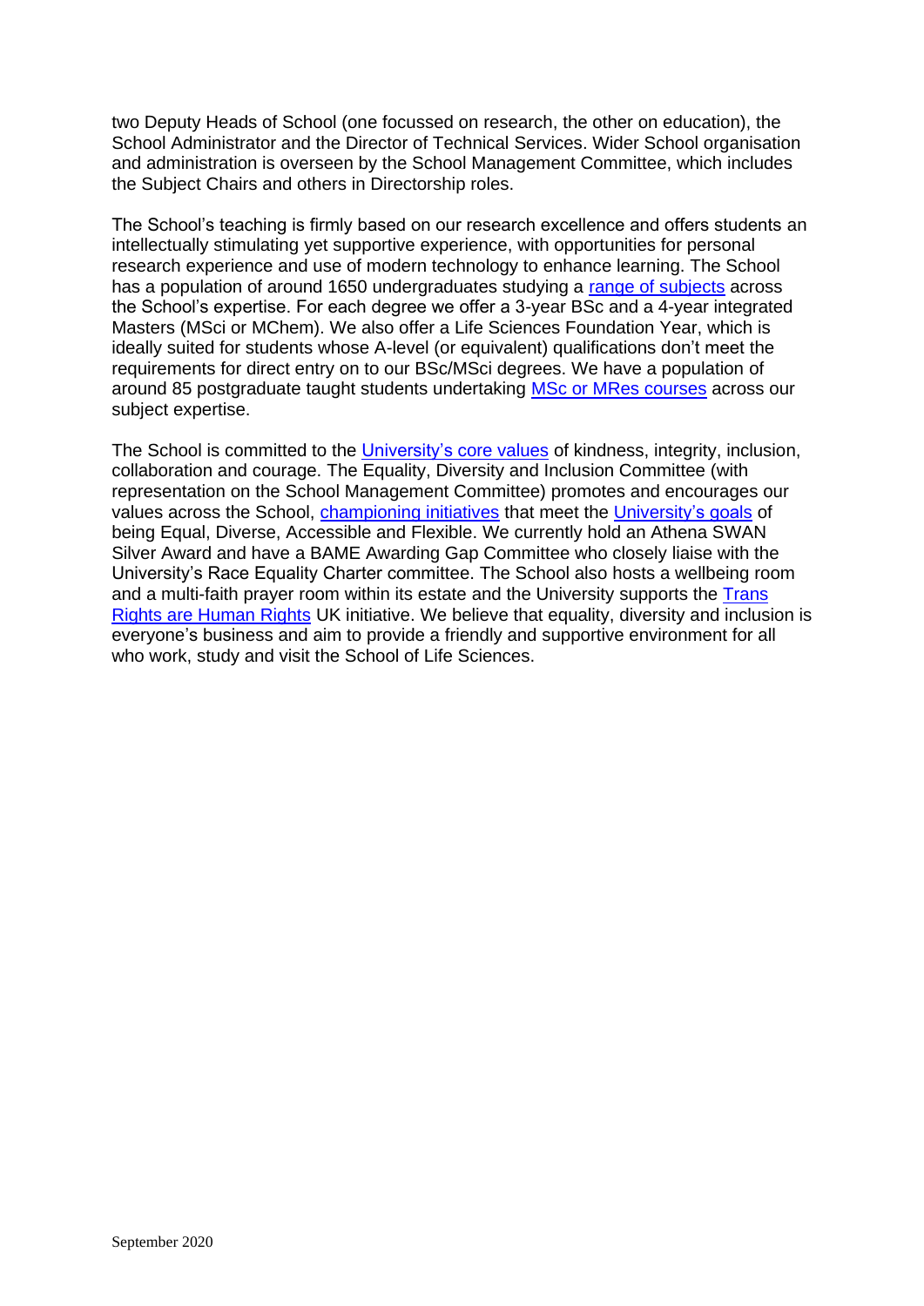two Deputy Heads of School (one focussed on research, the other on education), the School Administrator and the Director of Technical Services. Wider School organisation and administration is overseen by the School Management Committee, which includes the Subject Chairs and others in Directorship roles.

The School's teaching is firmly based on our research excellence and offers students an intellectually stimulating yet supportive experience, with opportunities for personal research experience and use of modern technology to enhance learning. The School has a population of around 1650 undergraduates studying a range of subjects across the School's expertise. For each degree we offer a 3-year BSc and a 4-year integrated Masters (MSci or MChem). We also offer a Life Sciences Foundation Year, which is ideally suited for students whose A-level (or equivalent) qualifications don't meet the requirements for direct entry on to our BSc/MSci degrees. We have a population of around 85 postgraduate taught students undertaking MSc or MRes courses across our subject expertise.

The School is committed to the University's core values of kindness, integrity, inclusion, collaboration and courage. The Equality, Diversity and Inclusion Committee (with representation on the School Management Committee) promotes and encourages our values across the School, championing initiatives that meet the University's goals of being Equal, Diverse, Accessible and Flexible. We currently hold an Athena SWAN Silver Award and have a BAME Awarding Gap Committee who closely liaise with the University's Race Equality Charter committee. The School also hosts a wellbeing room and a multi-faith prayer room within its estate and the University supports the Trans Rights are Human Rights UK initiative. We believe that equality, diversity and inclusion is everyone's business and aim to provide a friendly and supportive environment for all who work, study and visit the School of Life Sciences.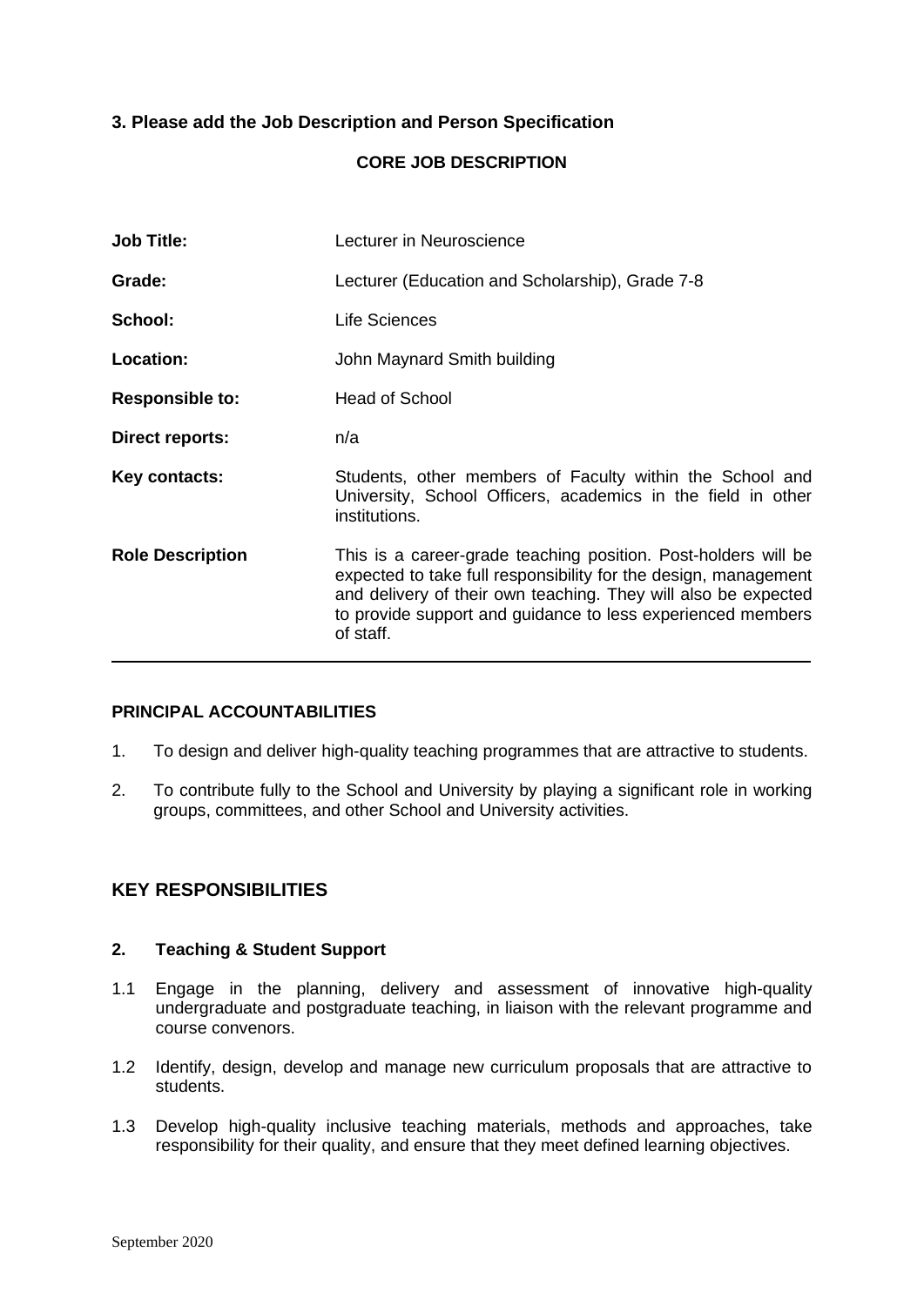**3. Please add the Job Description and Person Specification**

**CORE JOB DESCRIPTION**

| | |
|---|---|
| **Job Title:** | Lecturer in Neuroscience |
| **Grade:** | Lecturer (Education and Scholarship), Grade 7-8 |
| **School:** | Life Sciences |
| **Location:** | John Maynard Smith building |
| **Responsible to:** | Head of School |
| **Direct reports:** | n/a |
| **Key contacts:** | Students, other members of Faculty within the School and University, School Officers, academics in the field in other institutions. |
| **Role Description** | This is a career-grade teaching position. Post-holders will be expected to take full responsibility for the design, management and delivery of their own teaching. They will also be expected to provide support and guidance to less experienced members of staff. |

**PRINCIPAL ACCOUNTABILITIES**

1. To design and deliver high-quality teaching programmes that are attractive to students.
2. To contribute fully to the School and University by playing a significant role in working groups, committees, and other School and University activities.

## KEY RESPONSIBILITIES

**2. Teaching & Student Support**

1.1 Engage in the planning, delivery and assessment of innovative high-quality undergraduate and postgraduate teaching, in liaison with the relevant programme and course convenors.

1.2 Identify, design, develop and manage new curriculum proposals that are attractive to students.

1.3 Develop high-quality inclusive teaching materials, methods and approaches, take responsibility for their quality, and ensure that they meet defined learning objectives.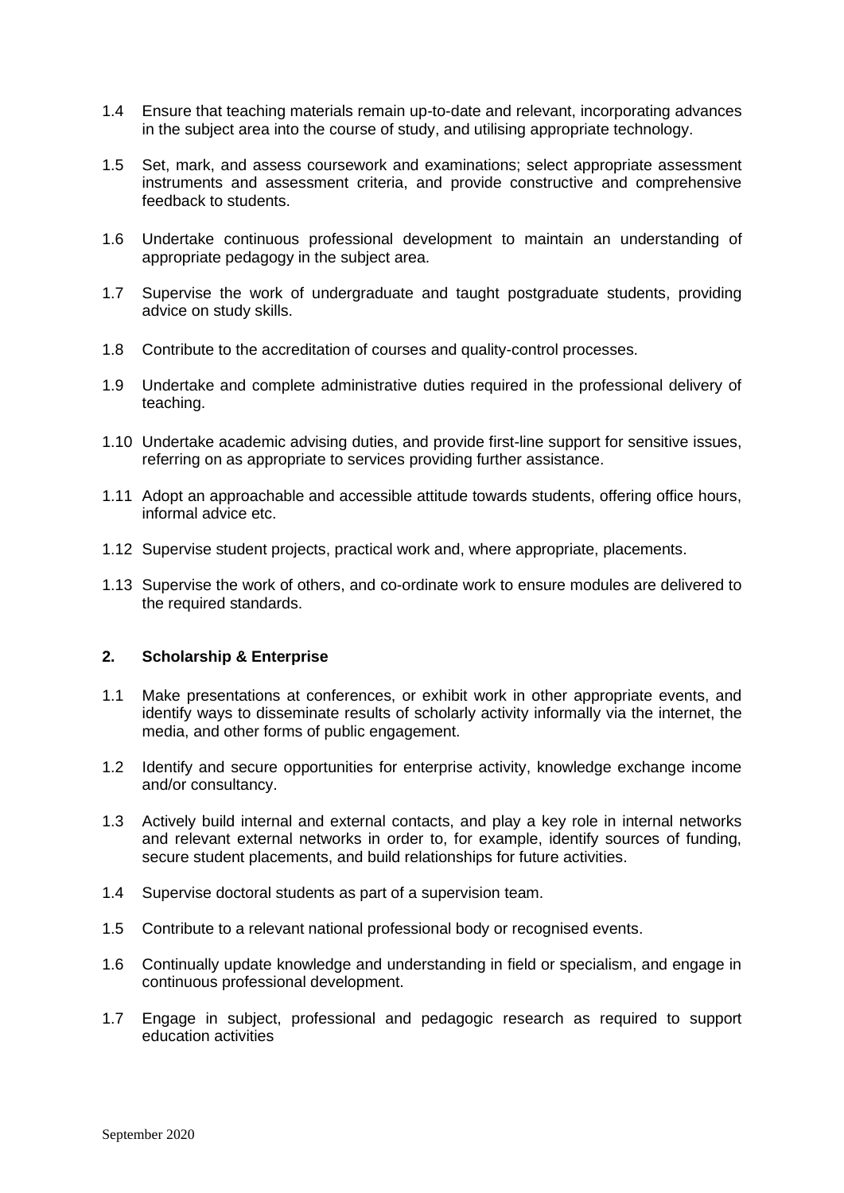1.4 Ensure that teaching materials remain up-to-date and relevant, incorporating advances in the subject area into the course of study, and utilising appropriate technology.

1.5 Set, mark, and assess coursework and examinations; select appropriate assessment instruments and assessment criteria, and provide constructive and comprehensive feedback to students.

1.6 Undertake continuous professional development to maintain an understanding of appropriate pedagogy in the subject area.

1.7 Supervise the work of undergraduate and taught postgraduate students, providing advice on study skills.

1.8 Contribute to the accreditation of courses and quality-control processes.

1.9 Undertake and complete administrative duties required in the professional delivery of teaching.

1.10 Undertake academic advising duties, and provide first-line support for sensitive issues, referring on as appropriate to services providing further assistance.

1.11 Adopt an approachable and accessible attitude towards students, offering office hours, informal advice etc.

1.12 Supervise student projects, practical work and, where appropriate, placements.

1.13 Supervise the work of others, and co-ordinate work to ensure modules are delivered to the required standards.

**2. Scholarship & Enterprise**

1.1 Make presentations at conferences, or exhibit work in other appropriate events, and identify ways to disseminate results of scholarly activity informally via the internet, the media, and other forms of public engagement.

1.2 Identify and secure opportunities for enterprise activity, knowledge exchange income and/or consultancy.

1.3 Actively build internal and external contacts, and play a key role in internal networks and relevant external networks in order to, for example, identify sources of funding, secure student placements, and build relationships for future activities.

1.4 Supervise doctoral students as part of a supervision team.

1.5 Contribute to a relevant national professional body or recognised events.

1.6 Continually update knowledge and understanding in field or specialism, and engage in continuous professional development.

1.7 Engage in subject, professional and pedagogic research as required to support education activities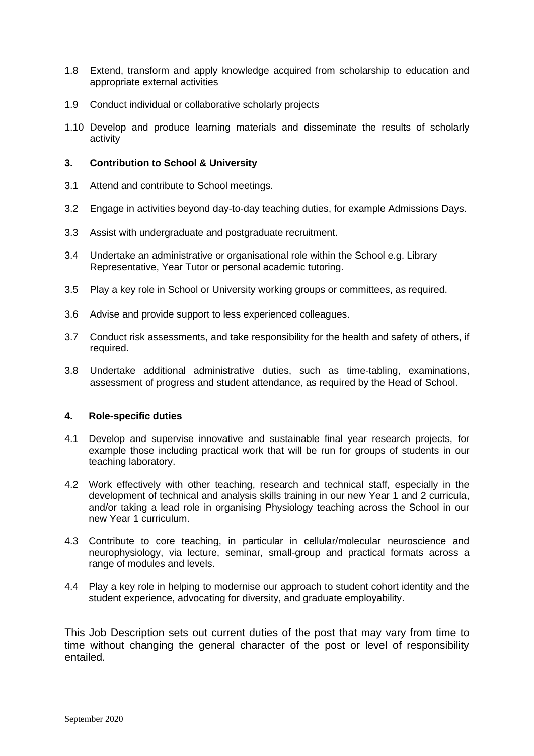1.8 Extend, transform and apply knowledge acquired from scholarship to education and appropriate external activities

1.9 Conduct individual or collaborative scholarly projects

1.10 Develop and produce learning materials and disseminate the results of scholarly activity

### 3. Contribution to School & University

3.1 Attend and contribute to School meetings.

3.2 Engage in activities beyond day-to-day teaching duties, for example Admissions Days.

3.3 Assist with undergraduate and postgraduate recruitment.

3.4 Undertake an administrative or organisational role within the School e.g. Library Representative, Year Tutor or personal academic tutoring.

3.5 Play a key role in School or University working groups or committees, as required.

3.6 Advise and provide support to less experienced colleagues.

3.7 Conduct risk assessments, and take responsibility for the health and safety of others, if required.

3.8 Undertake additional administrative duties, such as time-tabling, examinations, assessment of progress and student attendance, as required by the Head of School.

### 4. Role-specific duties

4.1 Develop and supervise innovative and sustainable final year research projects, for example those including practical work that will be run for groups of students in our teaching laboratory.

4.2 Work effectively with other teaching, research and technical staff, especially in the development of technical and analysis skills training in our new Year 1 and 2 curricula, and/or taking a lead role in organising Physiology teaching across the School in our new Year 1 curriculum.

4.3 Contribute to core teaching, in particular in cellular/molecular neuroscience and neurophysiology, via lecture, seminar, small-group and practical formats across a range of modules and levels.

4.4 Play a key role in helping to modernise our approach to student cohort identity and the student experience, advocating for diversity, and graduate employability.

This Job Description sets out current duties of the post that may vary from time to time without changing the general character of the post or level of responsibility entailed.

September 2020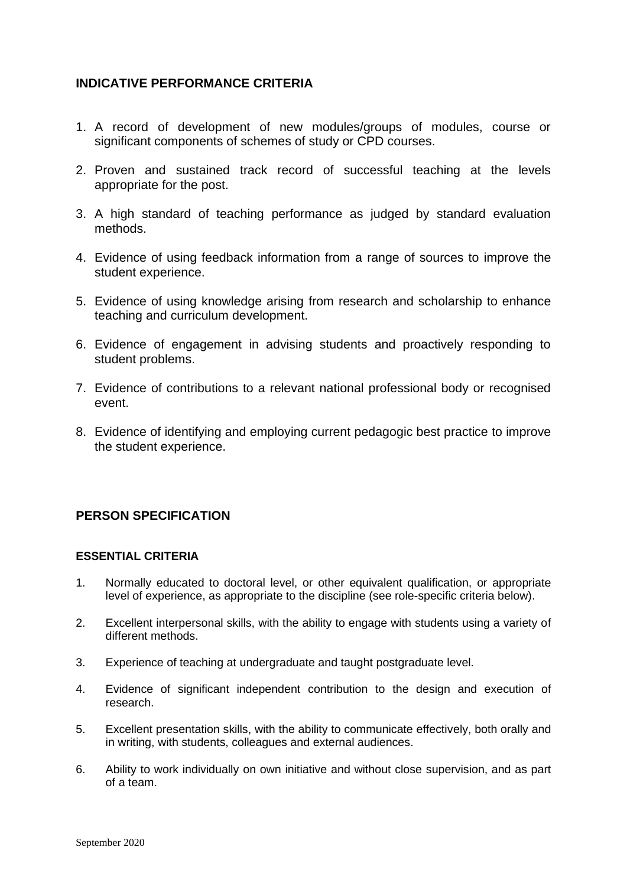## INDICATIVE PERFORMANCE CRITERIA

1. A record of development of new modules/groups of modules, course or significant components of schemes of study or CPD courses.
2. Proven and sustained track record of successful teaching at the levels appropriate for the post.
3. A high standard of teaching performance as judged by standard evaluation methods.
4. Evidence of using feedback information from a range of sources to improve the student experience.
5. Evidence of using knowledge arising from research and scholarship to enhance teaching and curriculum development.
6. Evidence of engagement in advising students and proactively responding to student problems.
7. Evidence of contributions to a relevant national professional body or recognised event.
8. Evidence of identifying and employing current pedagogic best practice to improve the student experience.

## PERSON SPECIFICATION

### ESSENTIAL CRITERIA

1. Normally educated to doctoral level, or other equivalent qualification, or appropriate level of experience, as appropriate to the discipline (see role-specific criteria below).
2. Excellent interpersonal skills, with the ability to engage with students using a variety of different methods.
3. Experience of teaching at undergraduate and taught postgraduate level.
4. Evidence of significant independent contribution to the design and execution of research.
5. Excellent presentation skills, with the ability to communicate effectively, both orally and in writing, with students, colleagues and external audiences.
6. Ability to work individually on own initiative and without close supervision, and as part of a team.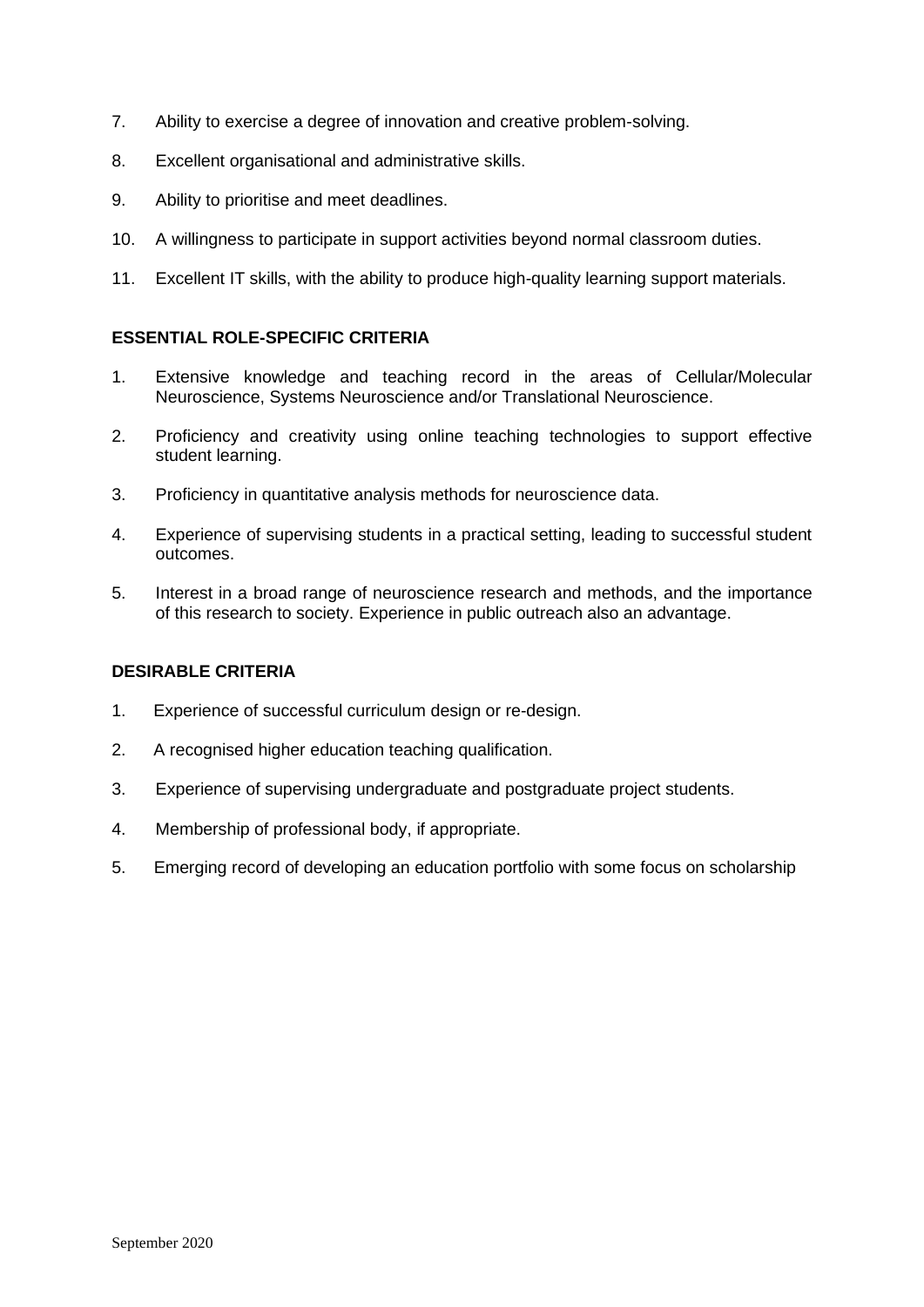7. Ability to exercise a degree of innovation and creative problem-solving.
8. Excellent organisational and administrative skills.
9. Ability to prioritise and meet deadlines.
10. A willingness to participate in support activities beyond normal classroom duties.
11. Excellent IT skills, with the ability to produce high-quality learning support materials.

**ESSENTIAL ROLE-SPECIFIC CRITERIA**

1. Extensive knowledge and teaching record in the areas of Cellular/Molecular Neuroscience, Systems Neuroscience and/or Translational Neuroscience.
2. Proficiency and creativity using online teaching technologies to support effective student learning.
3. Proficiency in quantitative analysis methods for neuroscience data.
4. Experience of supervising students in a practical setting, leading to successful student outcomes.
5. Interest in a broad range of neuroscience research and methods, and the importance of this research to society. Experience in public outreach also an advantage.

**DESIRABLE CRITERIA**

1. Experience of successful curriculum design or re-design.
2. A recognised higher education teaching qualification.
3. Experience of supervising undergraduate and postgraduate project students.
4. Membership of professional body, if appropriate.
5. Emerging record of developing an education portfolio with some focus on scholarship

September 2020